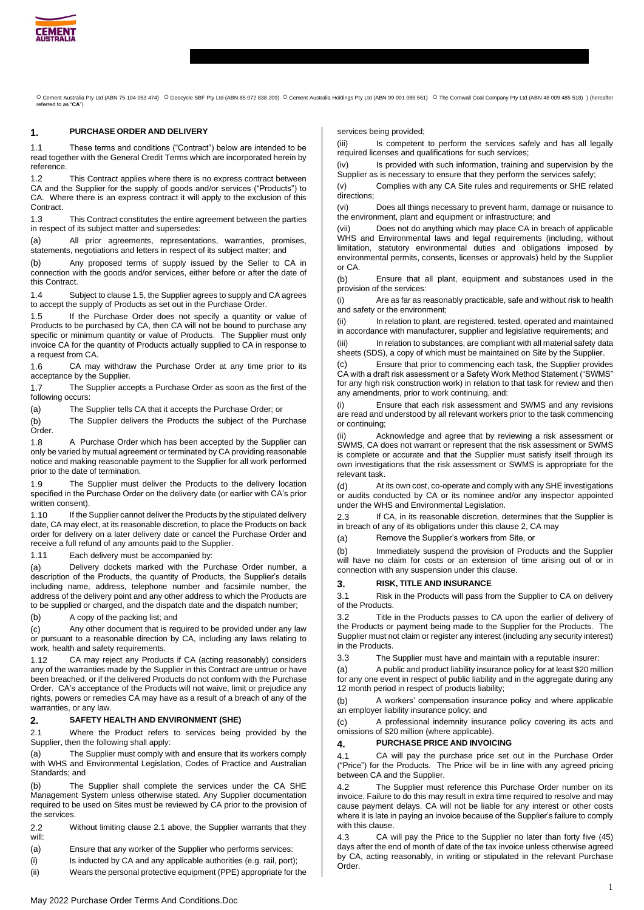○ Cement Australia Pty Ltd (ABN 75 104 053 474) ○ Geocycle SBF Pty Ltd (ABN 85 072 838 209) ○ Cement Australia Holdings Pty Ltd (ABN 99 001 085 561) ○ The Cornwall Coal Company Pty Ltd (ABN 48 009 485 518) ) (hereafter referred to as "**CA**")

## 1. PURCHASE ORDER AND DELIVERY

1.1 These terms and conditions ("Contract") below are intended to be read together with the General Credit Terms which are incorporated herein by reference.

1.2 This Contract applies where there is no express contract between CA and the Supplier for the supply of goods and/or services ("Products") to CA. Where there is an express contract it will apply to the exclusion of this Contract.

1.3 This Contract constitutes the entire agreement between the parties in respect of its subject matter and supersedes:

(a) All prior agreements, representations, warranties, promises, statements, negotiations and letters in respect of its subject matter; and

(b) Any proposed terms of supply issued by the Seller to CA in connection with the goods and/or services, either before or after the date of this Contract.

1.4 Subject to clause 1.5, the Supplier agrees to supply and CA agrees to accept the supply of Products as set out in the Purchase Order.

1.5 If the Purchase Order does not specify a quantity or value of Products to be purchased by CA, then CA will not be bound to purchase any specific or minimum quantity or value of Products. The Supplier must only invoice CA for the quantity of Products actually supplied to CA in response to a request from CA.

1.6 CA may withdraw the Purchase Order at any time prior to its acceptance by the Supplier.

1.7 The Supplier accepts a Purchase Order as soon as the first of the following occurs:

(a) The Supplier tells CA that it accepts the Purchase Order; or

(b) The Supplier delivers the Products the subject of the Purchase Order.

1.8 A Purchase Order which has been accepted by the Supplier can only be varied by mutual agreement or terminated by CA providing reasonable notice and making reasonable payment to the Supplier for all work performed prior to the date of termination.

1.9 The Supplier must deliver the Products to the delivery location specified in the Purchase Order on the delivery date (or earlier with CA's prior written consent).

1.10 If the Supplier cannot deliver the Products by the stipulated delivery date, CA may elect, at its reasonable discretion, to place the Products on back order for delivery on a later delivery date or cancel the Purchase Order and receive a full refund of any amounts paid to the Supplier.

1.11 Each delivery must be accompanied by:

(a) Delivery dockets marked with the Purchase Order number, a description of the Products, the quantity of Products, the Supplier's details including name, address, telephone number and facsimile number, the address of the delivery point and any other address to which the Products are to be supplied or charged, and the dispatch date and the dispatch number;

(b) A copy of the packing list; and

(c) Any other document that is required to be provided under any law or pursuant to a reasonable direction by CA, including any laws relating to work, health and safety requirements.

1.12 CA may reject any Products if CA (acting reasonably) considers any of the warranties made by the Supplier in this Contract are untrue or have been breached, or if the delivered Products do not conform with the Purchase Order. CA's acceptance of the Products will not waive, limit or prejudice any rights, powers or remedies CA may have as a result of a breach of any of the warranties, or any law.

## 2. SAFETY HEALTH AND ENVIRONMENT (SHE)

2.1 Where the Product refers to services being provided by the Supplier, then the following shall apply:

(a) The Supplier must comply with and ensure that its workers comply with WHS and Environmental Legislation, Codes of Practice and Australian Standards; and

(b) The Supplier shall complete the services under the CA SHE Management System unless otherwise stated. Any Supplier documentation required to be used on Sites must be reviewed by CA prior to the provision of the services.

2.2 Without limiting clause 2.1 above, the Supplier warrants that they will:

(a) Ensure that any worker of the Supplier who performs services:

(i) Is inducted by CA and any applicable authorities (e.g. rail, port);

(ii) Wears the personal protective equipment (PPE) appropriate for the services being provided;

(iii) Is competent to perform the services safely and has all legally required licenses and qualifications for such services;

(iv) Is provided with such information, training and supervision by the Supplier as is necessary to ensure that they perform the services safely;

(v) Complies with any CA Site rules and requirements or SHE related directions;

(vi) Does all things necessary to prevent harm, damage or nuisance to the environment, plant and equipment or infrastructure; and

(vii) Does not do anything which may place CA in breach of applicable WHS and Environmental laws and legal requirements (including, without limitation, statutory environmental duties and obligations imposed by environmental permits, consents, licenses or approvals) held by the Supplier or CA.

(b) Ensure that all plant, equipment and substances used in the provision of the services:

(i) Are as far as reasonably practicable, safe and without risk to health and safety or the environment;

(ii) In relation to plant, are registered, tested, operated and maintained in accordance with manufacturer, supplier and legislative requirements; and

(iii) In relation to substances, are compliant with all material safety data sheets (SDS), a copy of which must be maintained on Site by the Supplier.

(c) Ensure that prior to commencing each task, the Supplier provides CA with a draft risk assessment or a Safety Work Method Statement ("SWMS" for any high risk construction work) in relation to that task for review and then any amendments, prior to work continuing, and:

(i) Ensure that each risk assessment and SWMS and any revisions are read and understood by all relevant workers prior to the task commencing or continuing;

(ii) Acknowledge and agree that by reviewing a risk assessment or SWMS, CA does not warrant or represent that the risk assessment or SWMS is complete or accurate and that the Supplier must satisfy itself through its own investigations that the risk assessment or SWMS is appropriate for the relevant task.

(d) At its own cost, co-operate and comply with any SHE investigations or audits conducted by CA or its nominee and/or any inspector appointed under the WHS and Environmental Legislation.

2.3 If CA, in its reasonable discretion, determines that the Supplier is in breach of any of its obligations under this clause 2, CA may

(a) Remove the Supplier's workers from Site, or

(b) Immediately suspend the provision of Products and the Supplier will have no claim for costs or an extension of time arising out of or in connection with any suspension under this clause.

## 3. RISK, TITLE AND INSURANCE

3.1 Risk in the Products will pass from the Supplier to CA on delivery of the Products.

3.2 Title in the Products passes to CA upon the earlier of delivery of the Products or payment being made to the Supplier for the Products. The Supplier must not claim or register any interest (including any security interest) in the Products.

3.3 The Supplier must have and maintain with a reputable insurer:

(a) A public and product liability insurance policy for at least $20 million for any one event in respect of public liability and in the aggregate during any 12 month period in respect of products liability;

(b) A workers' compensation insurance policy and where applicable an employer liability insurance policy; and

(c) A professional indemnity insurance policy covering its acts and omissions of $20 million (where applicable).

## 4. PURCHASE PRICE AND INVOICING

4.1 CA will pay the purchase price set out in the Purchase Order ("Price") for the Products. The Price will be in line with any agreed pricing between CA and the Supplier.

4.2 The Supplier must reference this Purchase Order number on its invoice. Failure to do this may result in extra time required to resolve and may cause payment delays. CA will not be liable for any interest or other costs where it is late in paying an invoice because of the Supplier's failure to comply with this clause.

4.3 CA will pay the Price to the Supplier no later than forty five (45) days after the end of month of date of the tax invoice unless otherwise agreed by CA, acting reasonably, in writing or stipulated in the relevant Purchase Order.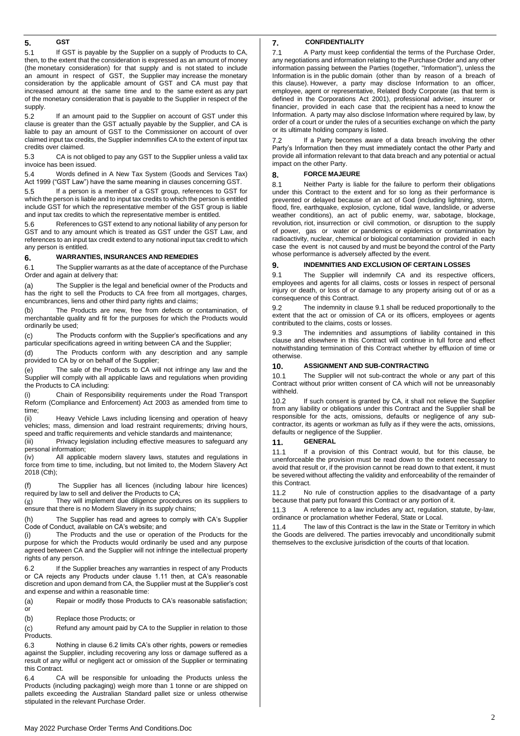## 5. GST

5.1 If GST is payable by the Supplier on a supply of Products to CA, then, to the extent that the consideration is expressed as an amount of money (the monetary consideration) for that supply and is not stated to include an amount in respect of GST, the Supplier may increase the monetary consideration by the applicable amount of GST and CA must pay that increased amount at the same time and to the same extent as any part of the monetary consideration that is payable to the Supplier in respect of the supply.

5.2 If an amount paid to the Supplier on account of GST under this clause is greater than the GST actually payable by the Supplier, and CA is liable to pay an amount of GST to the Commissioner on account of over claimed input tax credits, the Supplier indemnifies CA to the extent of input tax credits over claimed.

5.3 CA is not obliged to pay any GST to the Supplier unless a valid tax invoice has been issued.

5.4 Words defined in A New Tax System (Goods and Services Tax) Act 1999 ("GST Law") have the same meaning in clauses concerning GST.

5.5 If a person is a member of a GST group, references to GST for which the person is liable and to input tax credits to which the person is entitled include GST for which the representative member of the GST group is liable and input tax credits to which the representative member is entitled.

5.6 References to GST extend to any notional liability of any person for GST and to any amount which is treated as GST under the GST Law, and references to an input tax credit extend to any notional input tax credit to which any person is entitled.

## 6. WARRANTIES, INSURANCES AND REMEDIES

6.1 The Supplier warrants as at the date of acceptance of the Purchase Order and again at delivery that:

(a) The Supplier is the legal and beneficial owner of the Products and has the right to sell the Products to CA free from all mortgages, charges, encumbrances, liens and other third party rights and claims;

(b) The Products are new, free from defects or contamination, of merchantable quality and fit for the purposes for which the Products would ordinarily be used;

(c) The Products conform with the Supplier's specifications and any particular specifications agreed in writing between CA and the Supplier;

(d) The Products conform with any description and any sample provided to CA by or on behalf of the Supplier;

(e) The sale of the Products to CA will not infringe any law and the Supplier will comply with all applicable laws and regulations when providing the Products to CA including:

(i) Chain of Responsibility requirements under the Road Transport Reform (Compliance and Enforcement) Act 2003 as amended from time to time;

(ii) Heavy Vehicle Laws including licensing and operation of heavy vehicles; mass, dimension and load restraint requirements; driving hours, speed and traffic requirements and vehicle standards and maintenance;

(iii) Privacy legislation including effective measures to safeguard any personal information;

(iv) All applicable modern slavery laws, statutes and regulations in force from time to time, including, but not limited to, the Modern Slavery Act 2018 (Cth);

(f) The Supplier has all licences (including labour hire licences) required by law to sell and deliver the Products to CA;

(g) They will implement due diligence procedures on its suppliers to ensure that there is no Modern Slavery in its supply chains;

(h) The Supplier has read and agrees to comply with CA's Supplier Code of Conduct, available on CA's website; and

(i) The Products and the use or operation of the Products for the purpose for which the Products would ordinarily be used and any purpose agreed between CA and the Supplier will not infringe the intellectual property rights of any person.

6.2 If the Supplier breaches any warranties in respect of any Products or CA rejects any Products under clause 1.11 then, at CA's reasonable discretion and upon demand from CA, the Supplier must at the Supplier's cost and expense and within a reasonable time:

(a) Repair or modify those Products to CA's reasonable satisfaction; or

(b) Replace those Products; or

(c) Refund any amount paid by CA to the Supplier in relation to those Products.

6.3 Nothing in clause 6.2 limits CA's other rights, powers or remedies against the Supplier, including recovering any loss or damage suffered as a result of any wilful or negligent act or omission of the Supplier or terminating this Contract.

6.4 CA will be responsible for unloading the Products unless the Products (including packaging) weigh more than 1 tonne or are shipped on pallets exceeding the Australian Standard pallet size or unless otherwise stipulated in the relevant Purchase Order.

## 7. CONFIDENTIALITY

7.1 A Party must keep confidential the terms of the Purchase Order, any negotiations and information relating to the Purchase Order and any other information passing between the Parties (together, "Information"), unless the Information is in the public domain (other than by reason of a breach of this clause). However, a party may disclose Information to an officer, employee, agent or representative, Related Body Corporate (as that term is defined in the Corporations Act 2001), professional adviser, insurer or financier, provided in each case that the recipient has a need to know the Information. A party may also disclose Information where required by law, by order of a court or under the rules of a securities exchange on which the party or its ultimate holding company is listed.

7.2 If a Party becomes aware of a data breach involving the other Party's Information then they must immediately contact the other Party and provide all information relevant to that data breach and any potential or actual impact on the other Party.

## 8. FORCE MAJEURE

8.1 Neither Party is liable for the failure to perform their obligations under this Contract to the extent and for so long as their performance is prevented or delayed because of an act of God (including lightning, storm, flood, fire, earthquake, explosion, cyclone, tidal wave, landslide, or adverse weather conditions), an act of public enemy, war, sabotage, blockage, revolution, riot, insurrection or civil commotion, or disruption to the supply of power, gas or water or pandemics or epidemics or contamination by radioactivity, nuclear, chemical or biological contamination provided in each case the event is not caused by and must be beyond the control of the Party whose performance is adversely affected by the event.

## 9. INDEMNITIES AND EXCLUSION OF CERTAIN LOSSES

9.1 The Supplier will indemnify CA and its respective officers, employees and agents for all claims, costs or losses in respect of personal injury or death, or loss of or damage to any property arising out of or as a consequence of this Contract.

9.2 The indemnity in clause 9.1 shall be reduced proportionally to the extent that the act or omission of CA or its officers, employees or agents contributed to the claims, costs or losses.

9.3 The indemnities and assumptions of liability contained in this clause and elsewhere in this Contract will continue in full force and effect notwithstanding termination of this Contract whether by effluxion of time or otherwise.

## 10. ASSIGNMENT AND SUB-CONTRACTING

10.1 The Supplier will not sub-contract the whole or any part of this Contract without prior written consent of CA which will not be unreasonably withheld.

10.2 If such consent is granted by CA, it shall not relieve the Supplier from any liability or obligations under this Contract and the Supplier shall be responsible for the acts, omissions, defaults or negligence of any sub-contractor, its agents or workman as fully as if they were the acts, omissions, defaults or negligence of the Supplier.

## 11. GENERAL

11.1 If a provision of this Contract would, but for this clause, be unenforceable the provision must be read down to the extent necessary to avoid that result or, if the provision cannot be read down to that extent, it must be severed without affecting the validity and enforceability of the remainder of this Contract.

11.2 No rule of construction applies to the disadvantage of a party because that party put forward this Contract or any portion of it.

11.3 A reference to a law includes any act, regulation, statute, by-law, ordinance or proclamation whether Federal, State or Local.

11.4 The law of this Contract is the law in the State or Territory in which the Goods are delivered. The parties irrevocably and unconditionally submit themselves to the exclusive jurisdiction of the courts of that location.